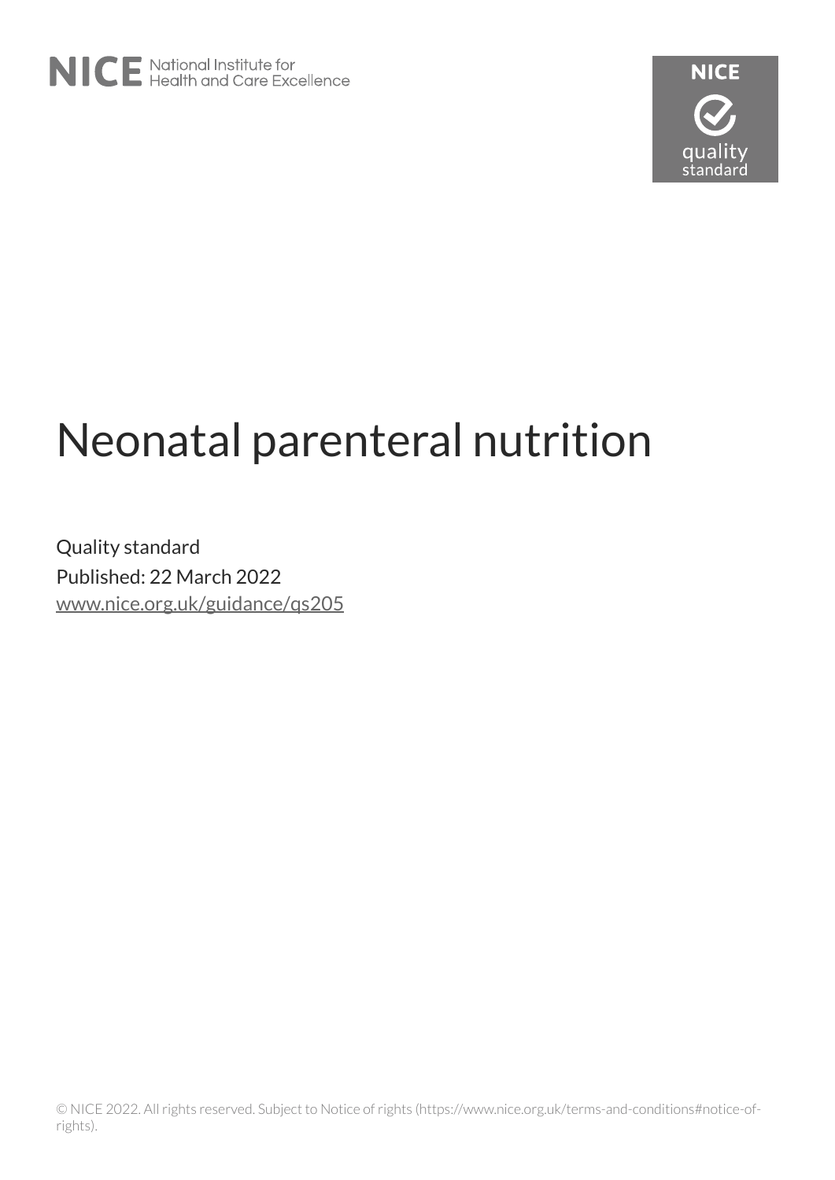NICE National Institute for Health and Care Excellence

NICE quality standard

# Neonatal parenteral nutrition

Quality standard

Published: 22 March 2022

www.nice.org.uk/guidance/qs205

© NICE 2022. All rights reserved. Subject to Notice of rights (https://www.nice.org.uk/terms-and-conditions#notice-of-rights).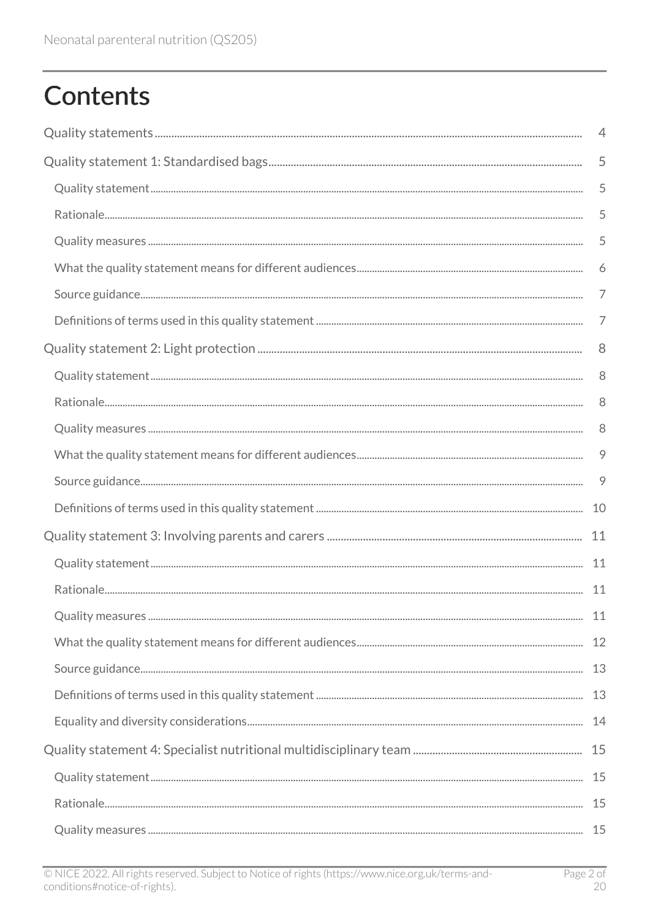# Contents

Quality statements ... 4

Quality statement 1: Standardised bags ... 5

- Quality statement ... 5
- Rationale ... 5
- Quality measures ... 5
- What the quality statement means for different audiences ... 6
- Source guidance ... 7
- Definitions of terms used in this quality statement ... 7

Quality statement 2: Light protection ... 8

- Quality statement ... 8
- Rationale ... 8
- Quality measures ... 8
- What the quality statement means for different audiences ... 9
- Source guidance ... 9
- Definitions of terms used in this quality statement ... 10

Quality statement 3: Involving parents and carers ... 11

- Quality statement ... 11
- Rationale ... 11
- Quality measures ... 11
- What the quality statement means for different audiences ... 12
- Source guidance ... 13
- Definitions of terms used in this quality statement ... 13
- Equality and diversity considerations ... 14

Quality statement 4: Specialist nutritional multidisciplinary team ... 15

- Quality statement ... 15
- Rationale ... 15
- Quality measures ... 15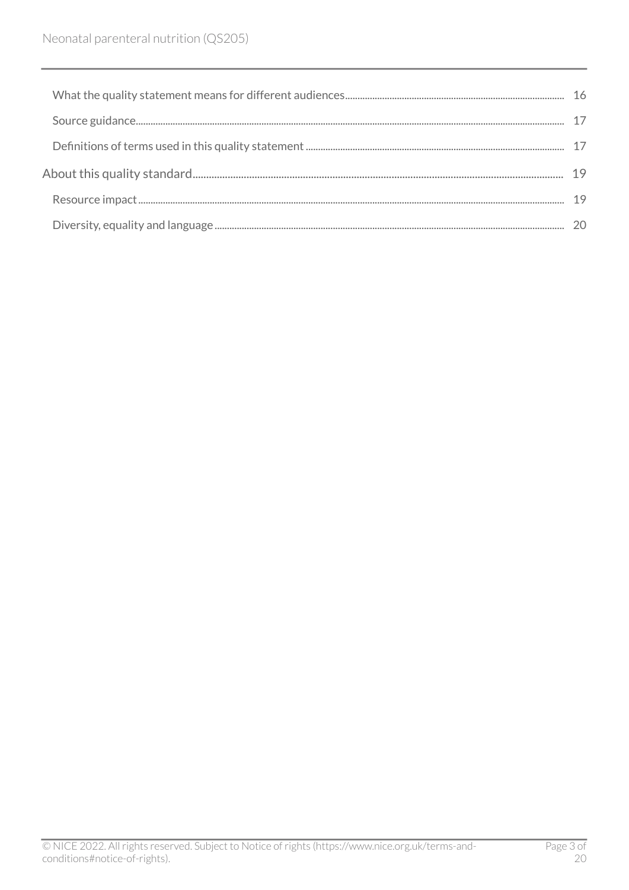What the quality statement means for different audiences ........ 16

Source guidance ........ 17

Definitions of terms used in this quality statement ........ 17

About this quality standard ........ 19

Resource impact ........ 19

Diversity, equality and language ........ 20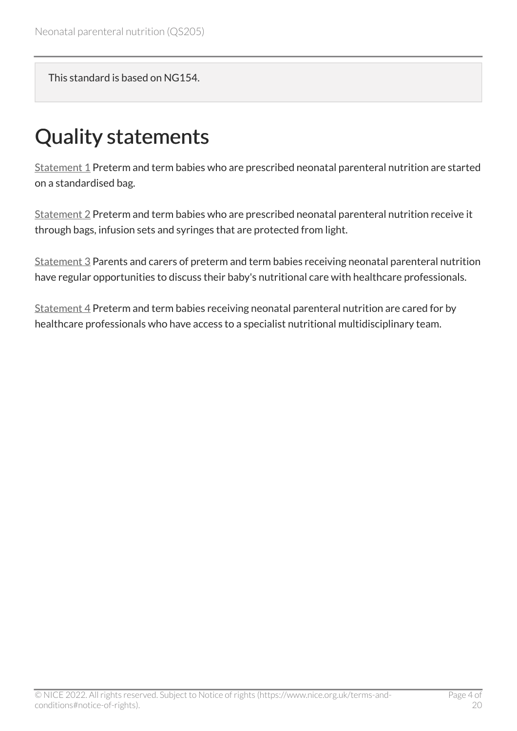This standard is based on NG154.

# Quality statements

Statement 1 Preterm and term babies who are prescribed neonatal parenteral nutrition are started on a standardised bag.

Statement 2 Preterm and term babies who are prescribed neonatal parenteral nutrition receive it through bags, infusion sets and syringes that are protected from light.

Statement 3 Parents and carers of preterm and term babies receiving neonatal parenteral nutrition have regular opportunities to discuss their baby's nutritional care with healthcare professionals.

Statement 4 Preterm and term babies receiving neonatal parenteral nutrition are cared for by healthcare professionals who have access to a specialist nutritional multidisciplinary team.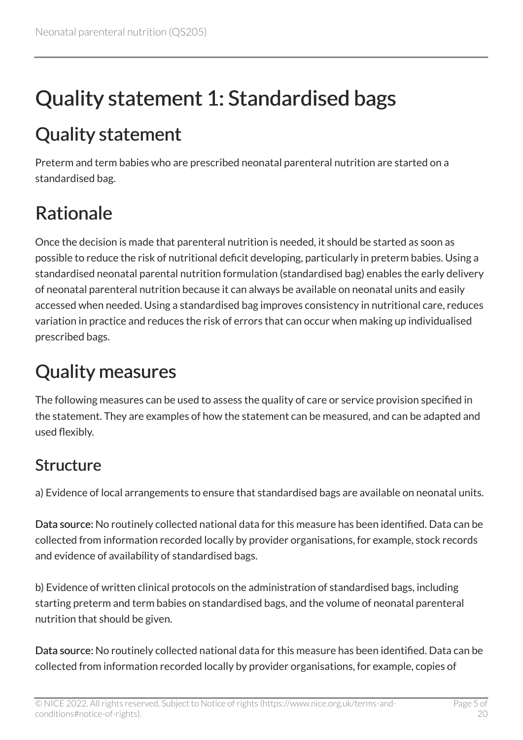# Quality statement 1: Standardised bags

## Quality statement

Preterm and term babies who are prescribed neonatal parenteral nutrition are started on a standardised bag.

## Rationale

Once the decision is made that parenteral nutrition is needed, it should be started as soon as possible to reduce the risk of nutritional deficit developing, particularly in preterm babies. Using a standardised neonatal parental nutrition formulation (standardised bag) enables the early delivery of neonatal parenteral nutrition because it can always be available on neonatal units and easily accessed when needed. Using a standardised bag improves consistency in nutritional care, reduces variation in practice and reduces the risk of errors that can occur when making up individualised prescribed bags.

## Quality measures

The following measures can be used to assess the quality of care or service provision specified in the statement. They are examples of how the statement can be measured, and can be adapted and used flexibly.

### Structure

a) Evidence of local arrangements to ensure that standardised bags are available on neonatal units.

**Data source:** No routinely collected national data for this measure has been identified. Data can be collected from information recorded locally by provider organisations, for example, stock records and evidence of availability of standardised bags.

b) Evidence of written clinical protocols on the administration of standardised bags, including starting preterm and term babies on standardised bags, and the volume of neonatal parenteral nutrition that should be given.

**Data source:** No routinely collected national data for this measure has been identified. Data can be collected from information recorded locally by provider organisations, for example, copies of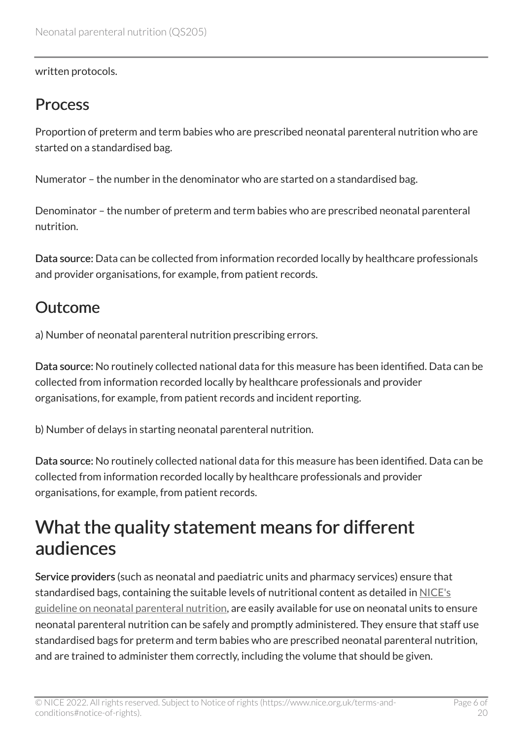written protocols.

## Process

Proportion of preterm and term babies who are prescribed neonatal parenteral nutrition who are started on a standardised bag.

Numerator – the number in the denominator who are started on a standardised bag.

Denominator – the number of preterm and term babies who are prescribed neonatal parenteral nutrition.

**Data source:** Data can be collected from information recorded locally by healthcare professionals and provider organisations, for example, from patient records.

## Outcome

a) Number of neonatal parenteral nutrition prescribing errors.

**Data source:** No routinely collected national data for this measure has been identified. Data can be collected from information recorded locally by healthcare professionals and provider organisations, for example, from patient records and incident reporting.

b) Number of delays in starting neonatal parenteral nutrition.

**Data source:** No routinely collected national data for this measure has been identified. Data can be collected from information recorded locally by healthcare professionals and provider organisations, for example, from patient records.

# What the quality statement means for different audiences

**Service providers** (such as neonatal and paediatric units and pharmacy services) ensure that standardised bags, containing the suitable levels of nutritional content as detailed in NICE's guideline on neonatal parenteral nutrition, are easily available for use on neonatal units to ensure neonatal parenteral nutrition can be safely and promptly administered. They ensure that staff use standardised bags for preterm and term babies who are prescribed neonatal parenteral nutrition, and are trained to administer them correctly, including the volume that should be given.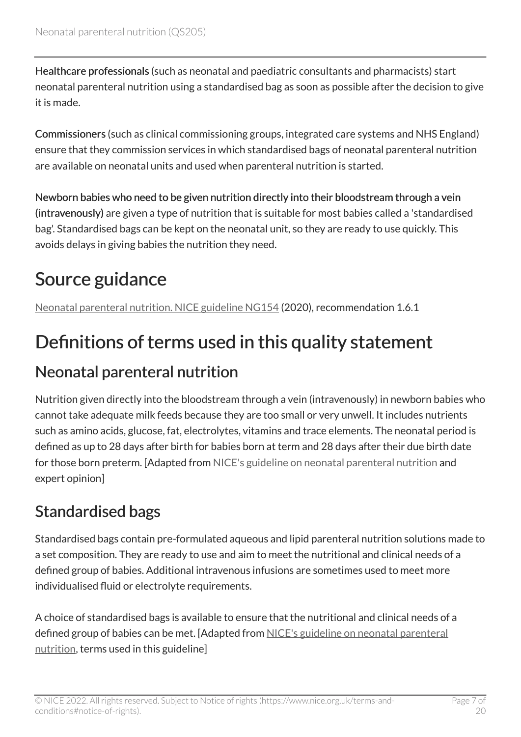**Healthcare professionals** (such as neonatal and paediatric consultants and pharmacists) start neonatal parenteral nutrition using a standardised bag as soon as possible after the decision to give it is made.

**Commissioners** (such as clinical commissioning groups, integrated care systems and NHS England) ensure that they commission services in which standardised bags of neonatal parenteral nutrition are available on neonatal units and used when parenteral nutrition is started.

**Newborn babies who need to be given nutrition directly into their bloodstream through a vein (intravenously)** are given a type of nutrition that is suitable for most babies called a 'standardised bag'. Standardised bags can be kept on the neonatal unit, so they are ready to use quickly. This avoids delays in giving babies the nutrition they need.

# Source guidance

Neonatal parenteral nutrition. NICE guideline NG154 (2020), recommendation 1.6.1

# Definitions of terms used in this quality statement

## Neonatal parenteral nutrition

Nutrition given directly into the bloodstream through a vein (intravenously) in newborn babies who cannot take adequate milk feeds because they are too small or very unwell. It includes nutrients such as amino acids, glucose, fat, electrolytes, vitamins and trace elements. The neonatal period is defined as up to 28 days after birth for babies born at term and 28 days after their due birth date for those born preterm. [Adapted from NICE's guideline on neonatal parenteral nutrition and expert opinion]

## Standardised bags

Standardised bags contain pre-formulated aqueous and lipid parenteral nutrition solutions made to a set composition. They are ready to use and aim to meet the nutritional and clinical needs of a defined group of babies. Additional intravenous infusions are sometimes used to meet more individualised fluid or electrolyte requirements.

A choice of standardised bags is available to ensure that the nutritional and clinical needs of a defined group of babies can be met. [Adapted from NICE's guideline on neonatal parenteral nutrition, terms used in this guideline]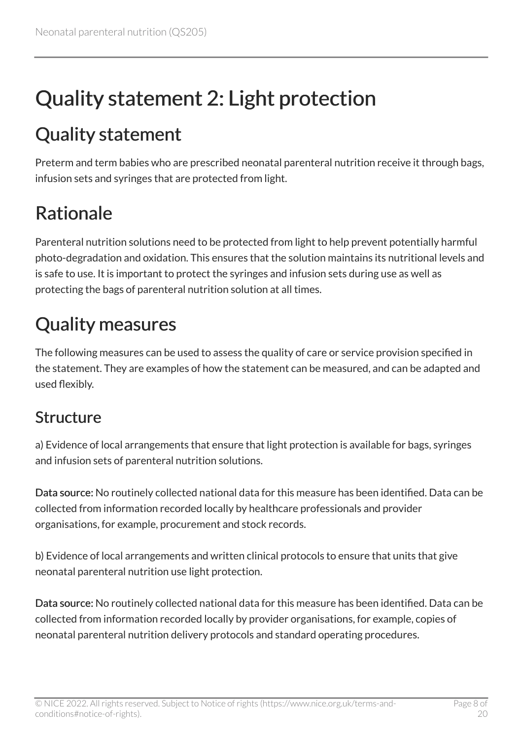# Quality statement 2: Light protection

## Quality statement

Preterm and term babies who are prescribed neonatal parenteral nutrition receive it through bags, infusion sets and syringes that are protected from light.

## Rationale

Parenteral nutrition solutions need to be protected from light to help prevent potentially harmful photo-degradation and oxidation. This ensures that the solution maintains its nutritional levels and is safe to use. It is important to protect the syringes and infusion sets during use as well as protecting the bags of parenteral nutrition solution at all times.

## Quality measures

The following measures can be used to assess the quality of care or service provision specified in the statement. They are examples of how the statement can be measured, and can be adapted and used flexibly.

### Structure

a) Evidence of local arrangements that ensure that light protection is available for bags, syringes and infusion sets of parenteral nutrition solutions.

**Data source:** No routinely collected national data for this measure has been identified. Data can be collected from information recorded locally by healthcare professionals and provider organisations, for example, procurement and stock records.

b) Evidence of local arrangements and written clinical protocols to ensure that units that give neonatal parenteral nutrition use light protection.

**Data source:** No routinely collected national data for this measure has been identified. Data can be collected from information recorded locally by provider organisations, for example, copies of neonatal parenteral nutrition delivery protocols and standard operating procedures.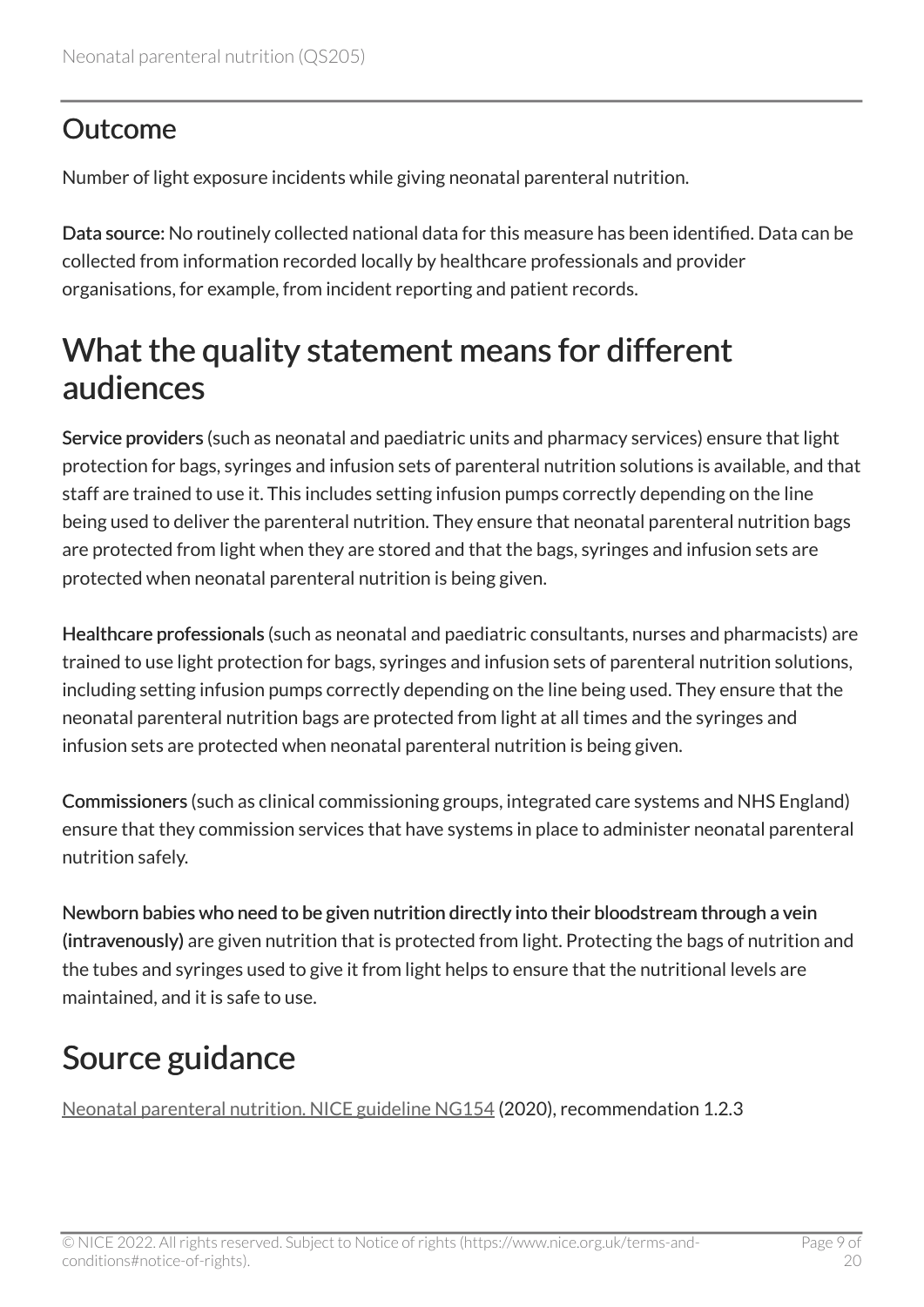### Outcome

Number of light exposure incidents while giving neonatal parenteral nutrition.

**Data source:** No routinely collected national data for this measure has been identified. Data can be collected from information recorded locally by healthcare professionals and provider organisations, for example, from incident reporting and patient records.

## What the quality statement means for different audiences

**Service providers** (such as neonatal and paediatric units and pharmacy services) ensure that light protection for bags, syringes and infusion sets of parenteral nutrition solutions is available, and that staff are trained to use it. This includes setting infusion pumps correctly depending on the line being used to deliver the parenteral nutrition. They ensure that neonatal parenteral nutrition bags are protected from light when they are stored and that the bags, syringes and infusion sets are protected when neonatal parenteral nutrition is being given.

**Healthcare professionals** (such as neonatal and paediatric consultants, nurses and pharmacists) are trained to use light protection for bags, syringes and infusion sets of parenteral nutrition solutions, including setting infusion pumps correctly depending on the line being used. They ensure that the neonatal parenteral nutrition bags are protected from light at all times and the syringes and infusion sets are protected when neonatal parenteral nutrition is being given.

**Commissioners** (such as clinical commissioning groups, integrated care systems and NHS England) ensure that they commission services that have systems in place to administer neonatal parenteral nutrition safely.

**Newborn babies who need to be given nutrition directly into their bloodstream through a vein (intravenously)** are given nutrition that is protected from light. Protecting the bags of nutrition and the tubes and syringes used to give it from light helps to ensure that the nutritional levels are maintained, and it is safe to use.

## Source guidance

Neonatal parenteral nutrition. NICE guideline NG154 (2020), recommendation 1.2.3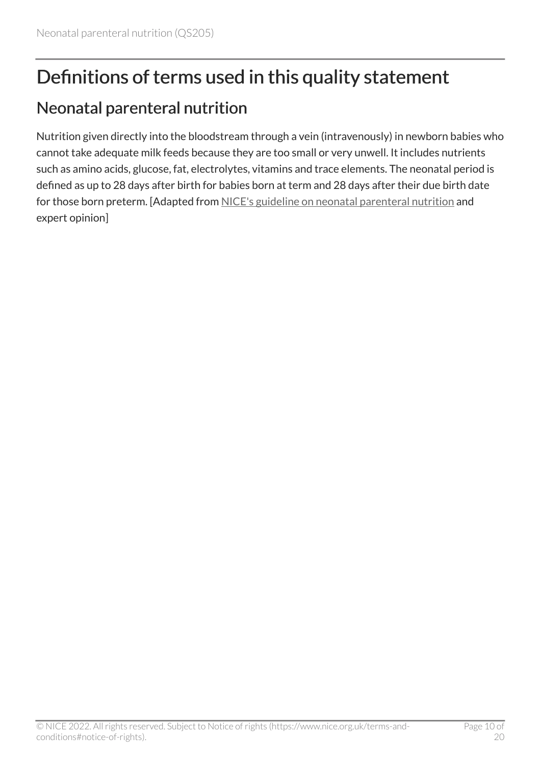# Definitions of terms used in this quality statement

## Neonatal parenteral nutrition

Nutrition given directly into the bloodstream through a vein (intravenously) in newborn babies who cannot take adequate milk feeds because they are too small or very unwell. It includes nutrients such as amino acids, glucose, fat, electrolytes, vitamins and trace elements. The neonatal period is defined as up to 28 days after birth for babies born at term and 28 days after their due birth date for those born preterm. [Adapted from NICE's guideline on neonatal parenteral nutrition and expert opinion]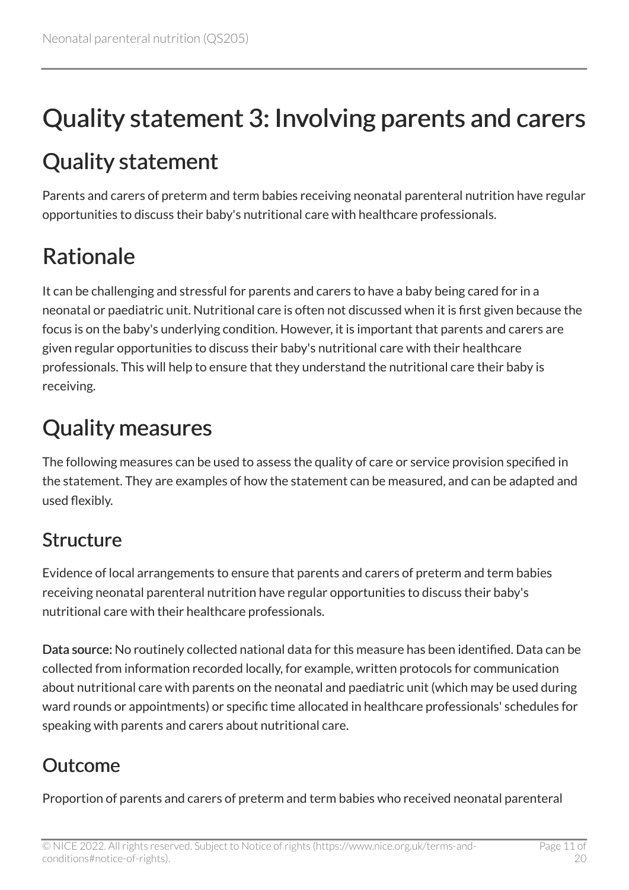# Quality statement 3: Involving parents and carers

## Quality statement

Parents and carers of preterm and term babies receiving neonatal parenteral nutrition have regular opportunities to discuss their baby's nutritional care with healthcare professionals.

## Rationale

It can be challenging and stressful for parents and carers to have a baby being cared for in a neonatal or paediatric unit. Nutritional care is often not discussed when it is first given because the focus is on the baby's underlying condition. However, it is important that parents and carers are given regular opportunities to discuss their baby's nutritional care with their healthcare professionals. This will help to ensure that they understand the nutritional care their baby is receiving.

## Quality measures

The following measures can be used to assess the quality of care or service provision specified in the statement. They are examples of how the statement can be measured, and can be adapted and used flexibly.

### Structure

Evidence of local arrangements to ensure that parents and carers of preterm and term babies receiving neonatal parenteral nutrition have regular opportunities to discuss their baby's nutritional care with their healthcare professionals.

**Data source:** No routinely collected national data for this measure has been identified. Data can be collected from information recorded locally, for example, written protocols for communication about nutritional care with parents on the neonatal and paediatric unit (which may be used during ward rounds or appointments) or specific time allocated in healthcare professionals' schedules for speaking with parents and carers about nutritional care.

### Outcome

Proportion of parents and carers of preterm and term babies who received neonatal parenteral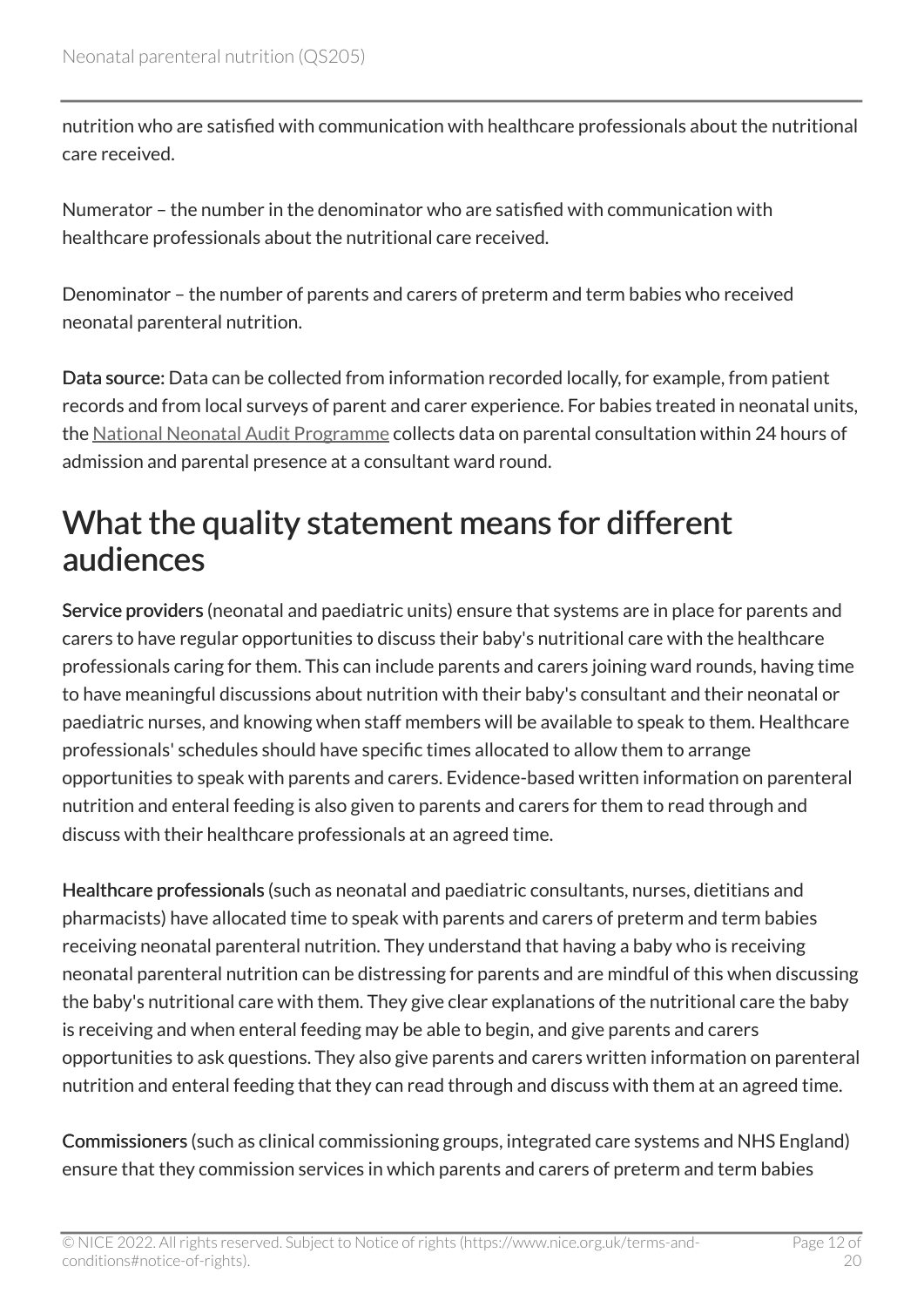nutrition who are satisfied with communication with healthcare professionals about the nutritional care received.

Numerator – the number in the denominator who are satisfied with communication with healthcare professionals about the nutritional care received.

Denominator – the number of parents and carers of preterm and term babies who received neonatal parenteral nutrition.

**Data source:** Data can be collected from information recorded locally, for example, from patient records and from local surveys of parent and carer experience. For babies treated in neonatal units, the National Neonatal Audit Programme collects data on parental consultation within 24 hours of admission and parental presence at a consultant ward round.

## What the quality statement means for different audiences

**Service providers** (neonatal and paediatric units) ensure that systems are in place for parents and carers to have regular opportunities to discuss their baby's nutritional care with the healthcare professionals caring for them. This can include parents and carers joining ward rounds, having time to have meaningful discussions about nutrition with their baby's consultant and their neonatal or paediatric nurses, and knowing when staff members will be available to speak to them. Healthcare professionals' schedules should have specific times allocated to allow them to arrange opportunities to speak with parents and carers. Evidence-based written information on parenteral nutrition and enteral feeding is also given to parents and carers for them to read through and discuss with their healthcare professionals at an agreed time.

**Healthcare professionals** (such as neonatal and paediatric consultants, nurses, dietitians and pharmacists) have allocated time to speak with parents and carers of preterm and term babies receiving neonatal parenteral nutrition. They understand that having a baby who is receiving neonatal parenteral nutrition can be distressing for parents and are mindful of this when discussing the baby's nutritional care with them. They give clear explanations of the nutritional care the baby is receiving and when enteral feeding may be able to begin, and give parents and carers opportunities to ask questions. They also give parents and carers written information on parenteral nutrition and enteral feeding that they can read through and discuss with them at an agreed time.

**Commissioners** (such as clinical commissioning groups, integrated care systems and NHS England) ensure that they commission services in which parents and carers of preterm and term babies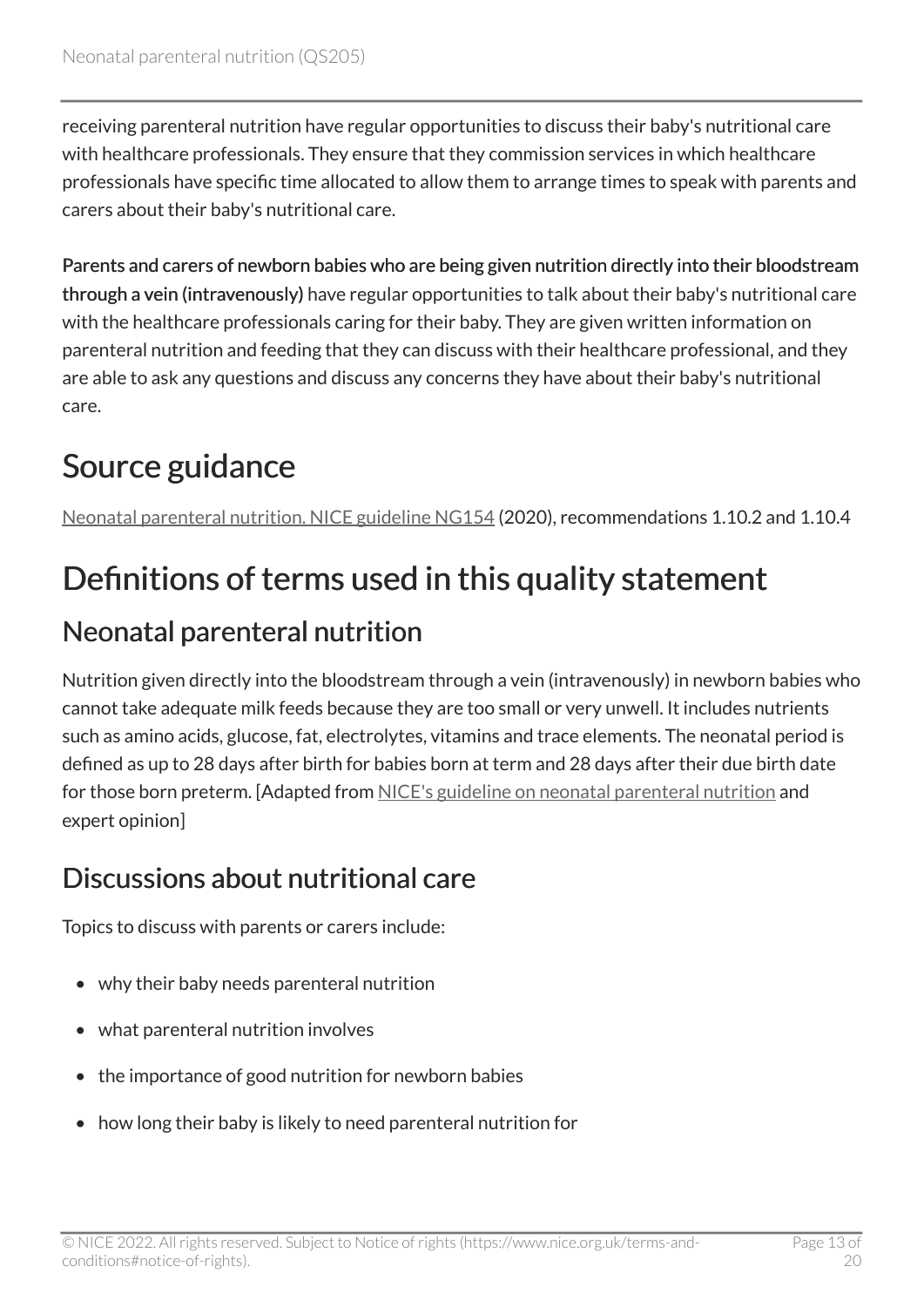receiving parenteral nutrition have regular opportunities to discuss their baby's nutritional care with healthcare professionals. They ensure that they commission services in which healthcare professionals have specific time allocated to allow them to arrange times to speak with parents and carers about their baby's nutritional care.

**Parents and carers of newborn babies who are being given nutrition directly into their bloodstream through a vein (intravenously)** have regular opportunities to talk about their baby's nutritional care with the healthcare professionals caring for their baby. They are given written information on parenteral nutrition and feeding that they can discuss with their healthcare professional, and they are able to ask any questions and discuss any concerns they have about their baby's nutritional care.

# Source guidance

Neonatal parenteral nutrition. NICE guideline NG154 (2020), recommendations 1.10.2 and 1.10.4

# Definitions of terms used in this quality statement

## Neonatal parenteral nutrition

Nutrition given directly into the bloodstream through a vein (intravenously) in newborn babies who cannot take adequate milk feeds because they are too small or very unwell. It includes nutrients such as amino acids, glucose, fat, electrolytes, vitamins and trace elements. The neonatal period is defined as up to 28 days after birth for babies born at term and 28 days after their due birth date for those born preterm. [Adapted from NICE's guideline on neonatal parenteral nutrition and expert opinion]

## Discussions about nutritional care

Topics to discuss with parents or carers include:

- why their baby needs parenteral nutrition
- what parenteral nutrition involves
- the importance of good nutrition for newborn babies
- how long their baby is likely to need parenteral nutrition for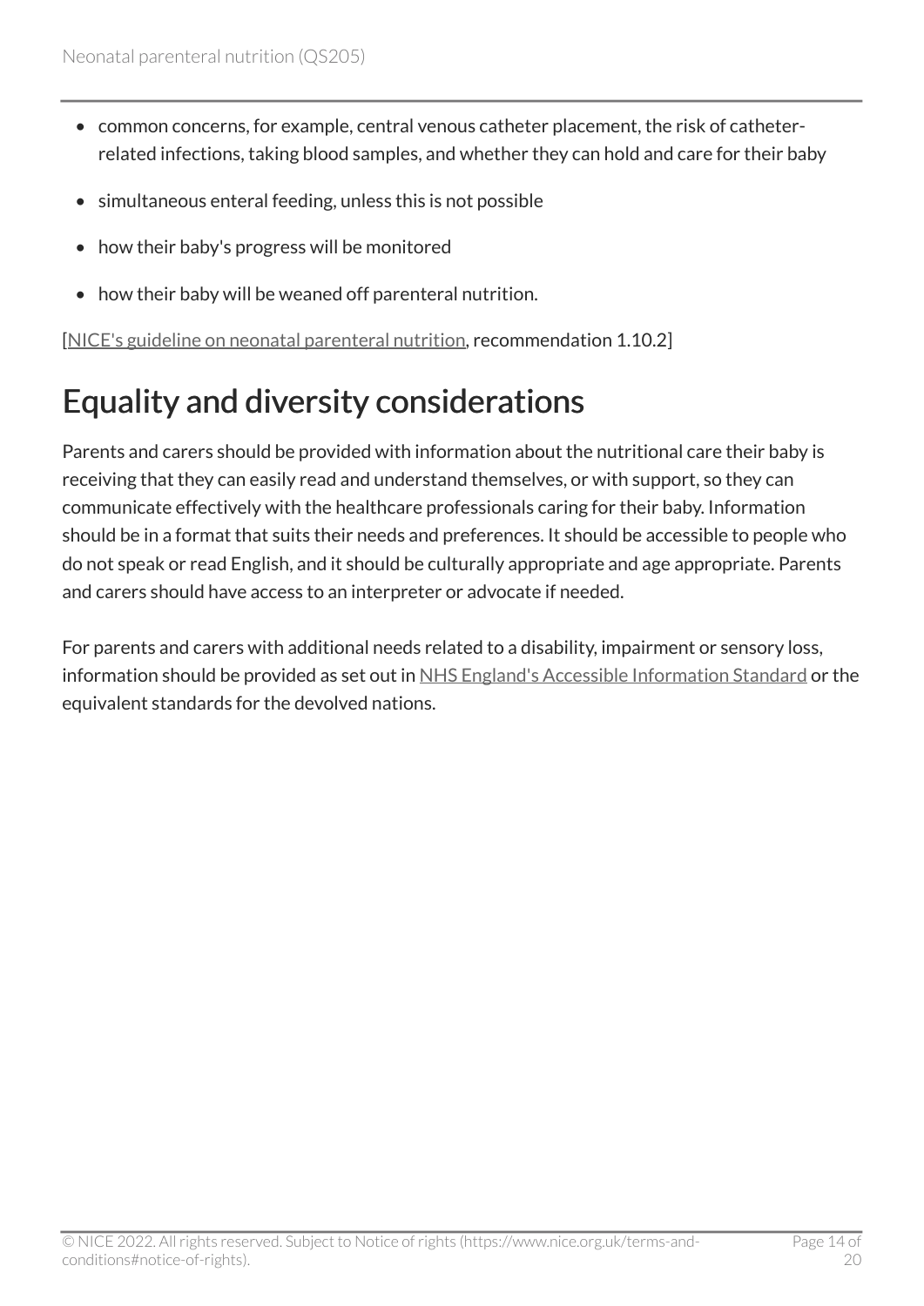- common concerns, for example, central venous catheter placement, the risk of catheter-related infections, taking blood samples, and whether they can hold and care for their baby
- simultaneous enteral feeding, unless this is not possible
- how their baby's progress will be monitored
- how their baby will be weaned off parenteral nutrition.

[NICE's guideline on neonatal parenteral nutrition, recommendation 1.10.2]

## Equality and diversity considerations

Parents and carers should be provided with information about the nutritional care their baby is receiving that they can easily read and understand themselves, or with support, so they can communicate effectively with the healthcare professionals caring for their baby. Information should be in a format that suits their needs and preferences. It should be accessible to people who do not speak or read English, and it should be culturally appropriate and age appropriate. Parents and carers should have access to an interpreter or advocate if needed.

For parents and carers with additional needs related to a disability, impairment or sensory loss, information should be provided as set out in NHS England's Accessible Information Standard or the equivalent standards for the devolved nations.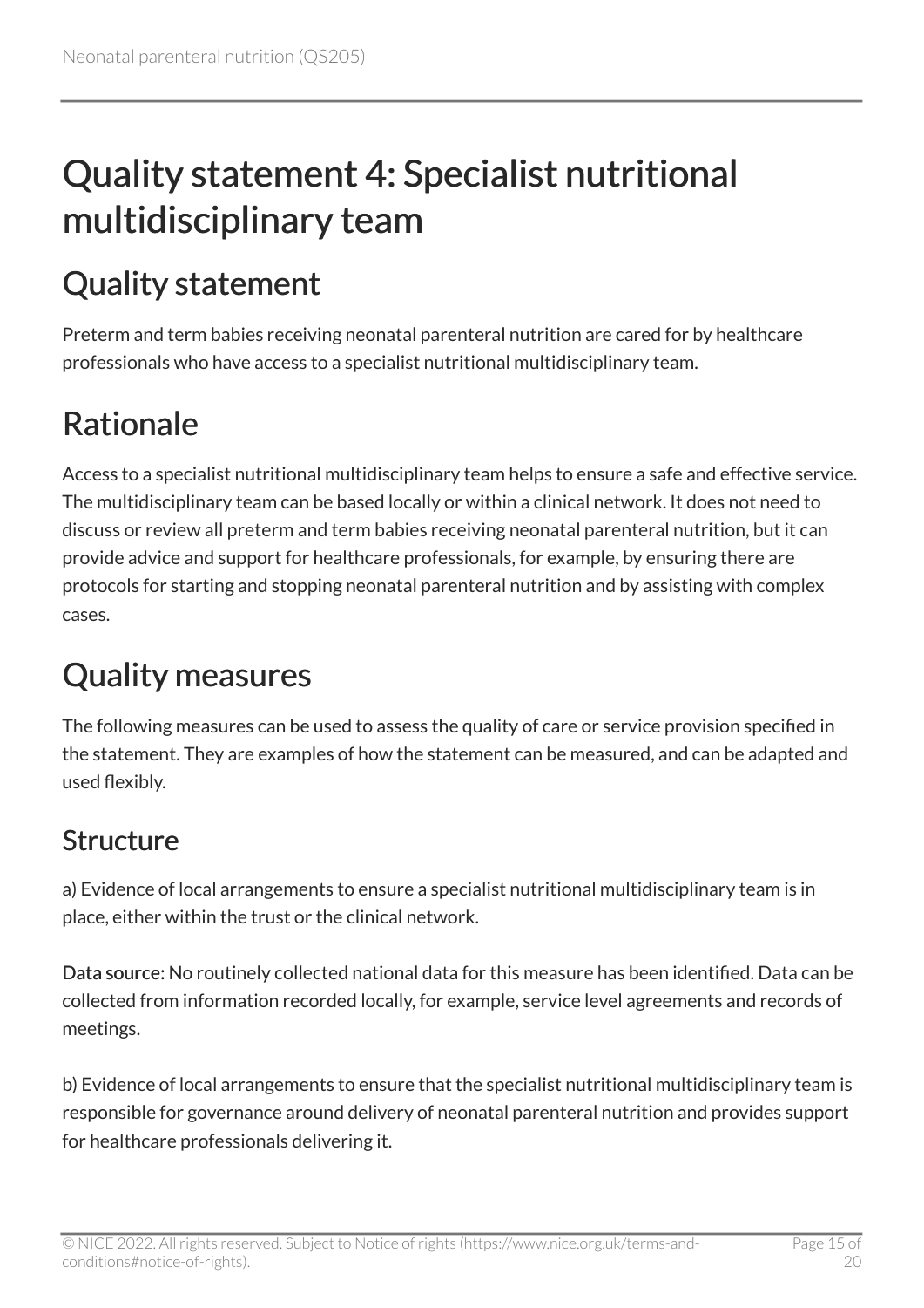# Quality statement 4: Specialist nutritional multidisciplinary team

## Quality statement

Preterm and term babies receiving neonatal parenteral nutrition are cared for by healthcare professionals who have access to a specialist nutritional multidisciplinary team.

## Rationale

Access to a specialist nutritional multidisciplinary team helps to ensure a safe and effective service. The multidisciplinary team can be based locally or within a clinical network. It does not need to discuss or review all preterm and term babies receiving neonatal parenteral nutrition, but it can provide advice and support for healthcare professionals, for example, by ensuring there are protocols for starting and stopping neonatal parenteral nutrition and by assisting with complex cases.

## Quality measures

The following measures can be used to assess the quality of care or service provision specified in the statement. They are examples of how the statement can be measured, and can be adapted and used flexibly.

### Structure

a) Evidence of local arrangements to ensure a specialist nutritional multidisciplinary team is in place, either within the trust or the clinical network.

**Data source:** No routinely collected national data for this measure has been identified. Data can be collected from information recorded locally, for example, service level agreements and records of meetings.

b) Evidence of local arrangements to ensure that the specialist nutritional multidisciplinary team is responsible for governance around delivery of neonatal parenteral nutrition and provides support for healthcare professionals delivering it.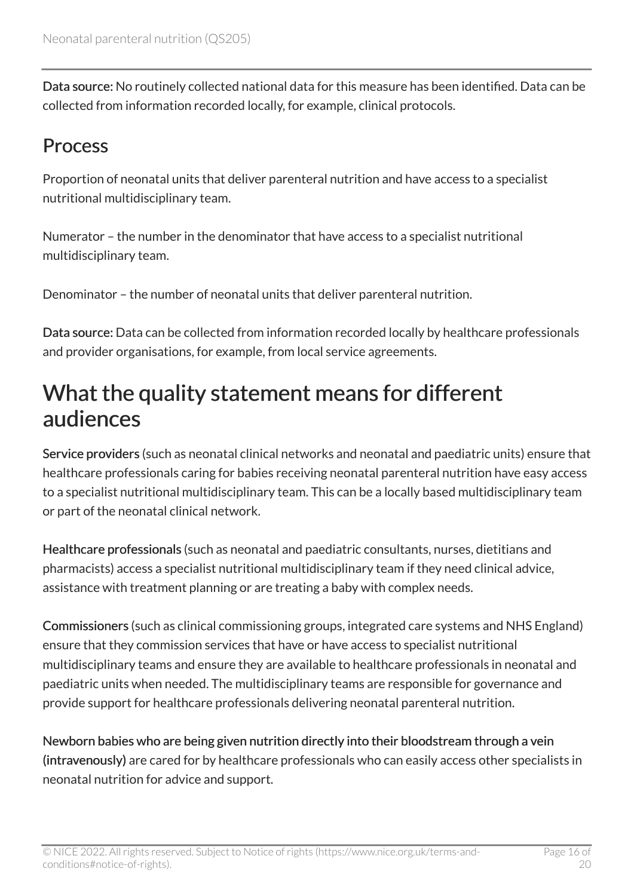**Data source:** No routinely collected national data for this measure has been identified. Data can be collected from information recorded locally, for example, clinical protocols.

### Process

Proportion of neonatal units that deliver parenteral nutrition and have access to a specialist nutritional multidisciplinary team.

Numerator – the number in the denominator that have access to a specialist nutritional multidisciplinary team.

Denominator – the number of neonatal units that deliver parenteral nutrition.

**Data source:** Data can be collected from information recorded locally by healthcare professionals and provider organisations, for example, from local service agreements.

## What the quality statement means for different audiences

**Service providers** (such as neonatal clinical networks and neonatal and paediatric units) ensure that healthcare professionals caring for babies receiving neonatal parenteral nutrition have easy access to a specialist nutritional multidisciplinary team. This can be a locally based multidisciplinary team or part of the neonatal clinical network.

**Healthcare professionals** (such as neonatal and paediatric consultants, nurses, dietitians and pharmacists) access a specialist nutritional multidisciplinary team if they need clinical advice, assistance with treatment planning or are treating a baby with complex needs.

**Commissioners** (such as clinical commissioning groups, integrated care systems and NHS England) ensure that they commission services that have or have access to specialist nutritional multidisciplinary teams and ensure they are available to healthcare professionals in neonatal and paediatric units when needed. The multidisciplinary teams are responsible for governance and provide support for healthcare professionals delivering neonatal parenteral nutrition.

**Newborn babies who are being given nutrition directly into their bloodstream through a vein (intravenously)** are cared for by healthcare professionals who can easily access other specialists in neonatal nutrition for advice and support.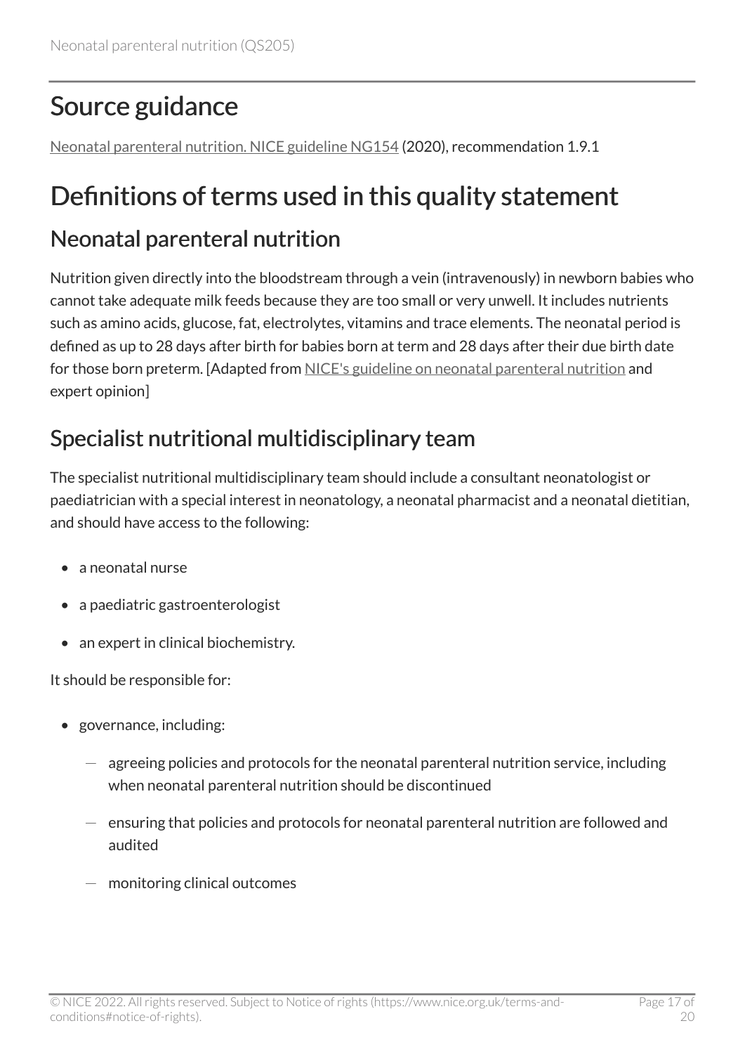# Source guidance

Neonatal parenteral nutrition. NICE guideline NG154 (2020), recommendation 1.9.1

# Definitions of terms used in this quality statement

## Neonatal parenteral nutrition

Nutrition given directly into the bloodstream through a vein (intravenously) in newborn babies who cannot take adequate milk feeds because they are too small or very unwell. It includes nutrients such as amino acids, glucose, fat, electrolytes, vitamins and trace elements. The neonatal period is defined as up to 28 days after birth for babies born at term and 28 days after their due birth date for those born preterm. [Adapted from NICE's guideline on neonatal parenteral nutrition and expert opinion]

## Specialist nutritional multidisciplinary team

The specialist nutritional multidisciplinary team should include a consultant neonatologist or paediatrician with a special interest in neonatology, a neonatal pharmacist and a neonatal dietitian, and should have access to the following:

- a neonatal nurse
- a paediatric gastroenterologist
- an expert in clinical biochemistry.

It should be responsible for:

- governance, including:
  - agreeing policies and protocols for the neonatal parenteral nutrition service, including when neonatal parenteral nutrition should be discontinued
  - ensuring that policies and protocols for neonatal parenteral nutrition are followed and audited
  - monitoring clinical outcomes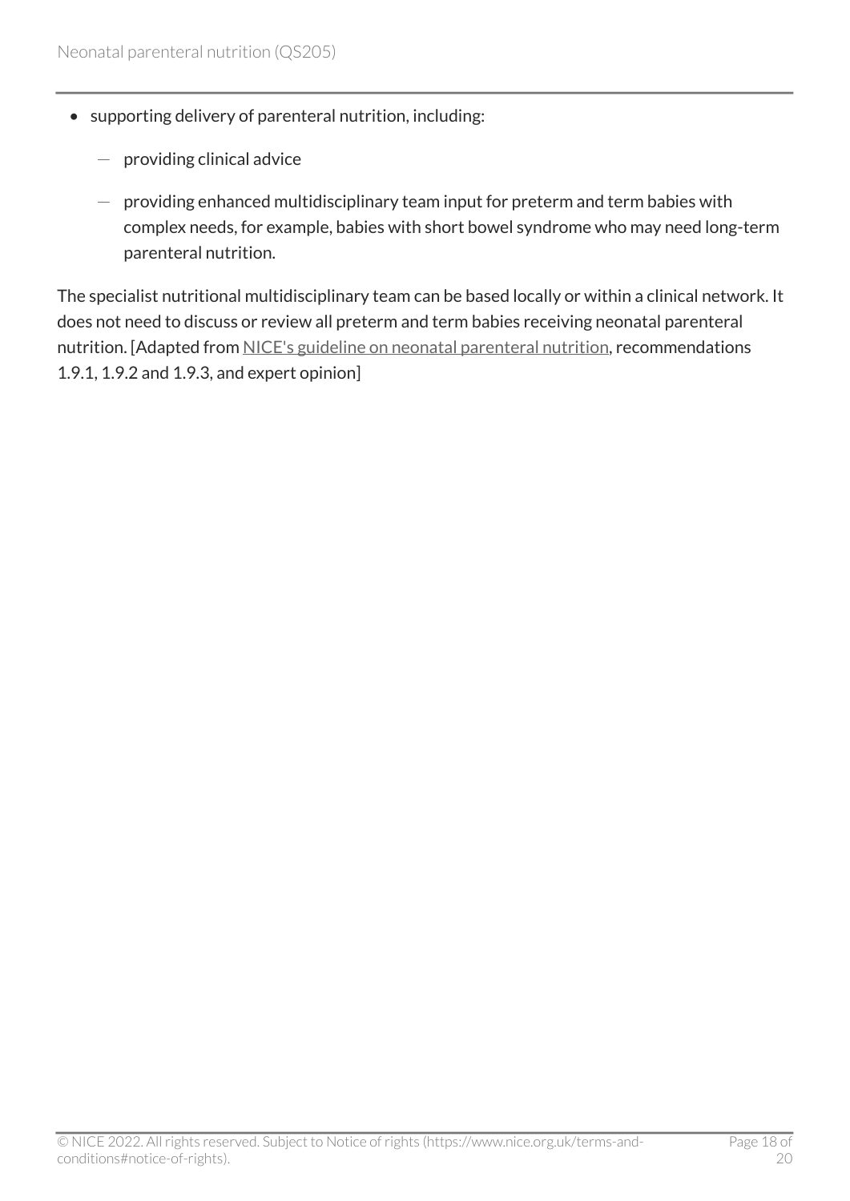- supporting delivery of parenteral nutrition, including:
  - providing clinical advice
  - providing enhanced multidisciplinary team input for preterm and term babies with complex needs, for example, babies with short bowel syndrome who may need long-term parenteral nutrition.

The specialist nutritional multidisciplinary team can be based locally or within a clinical network. It does not need to discuss or review all preterm and term babies receiving neonatal parenteral nutrition. [Adapted from NICE's guideline on neonatal parenteral nutrition, recommendations 1.9.1, 1.9.2 and 1.9.3, and expert opinion]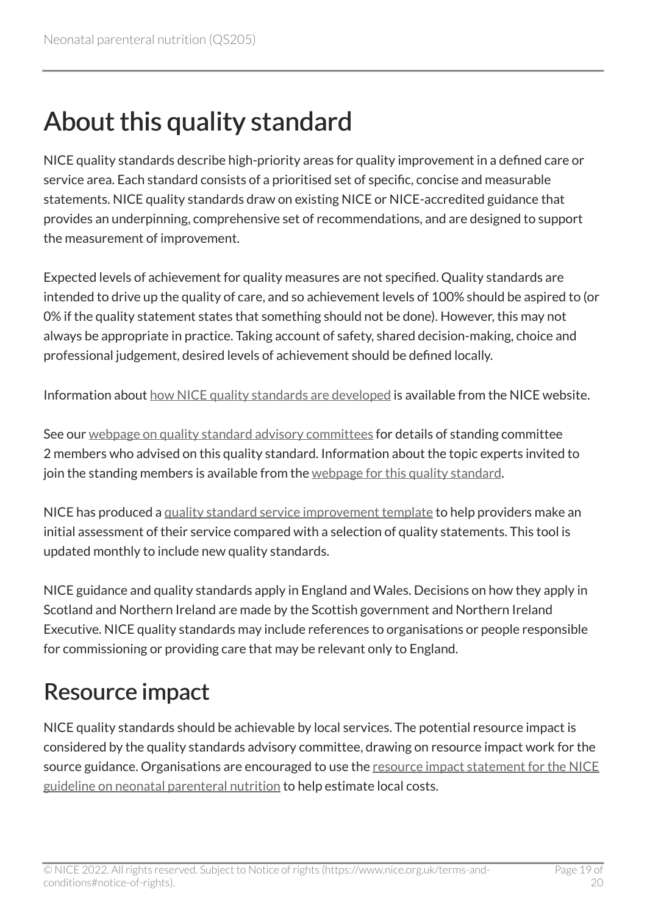# About this quality standard

NICE quality standards describe high-priority areas for quality improvement in a defined care or service area. Each standard consists of a prioritised set of specific, concise and measurable statements. NICE quality standards draw on existing NICE or NICE-accredited guidance that provides an underpinning, comprehensive set of recommendations, and are designed to support the measurement of improvement.

Expected levels of achievement for quality measures are not specified. Quality standards are intended to drive up the quality of care, and so achievement levels of 100% should be aspired to (or 0% if the quality statement states that something should not be done). However, this may not always be appropriate in practice. Taking account of safety, shared decision-making, choice and professional judgement, desired levels of achievement should be defined locally.

Information about how NICE quality standards are developed is available from the NICE website.

See our webpage on quality standard advisory committees for details of standing committee 2 members who advised on this quality standard. Information about the topic experts invited to join the standing members is available from the webpage for this quality standard.

NICE has produced a quality standard service improvement template to help providers make an initial assessment of their service compared with a selection of quality statements. This tool is updated monthly to include new quality standards.

NICE guidance and quality standards apply in England and Wales. Decisions on how they apply in Scotland and Northern Ireland are made by the Scottish government and Northern Ireland Executive. NICE quality standards may include references to organisations or people responsible for commissioning or providing care that may be relevant only to England.

# Resource impact

NICE quality standards should be achievable by local services. The potential resource impact is considered by the quality standards advisory committee, drawing on resource impact work for the source guidance. Organisations are encouraged to use the resource impact statement for the NICE guideline on neonatal parenteral nutrition to help estimate local costs.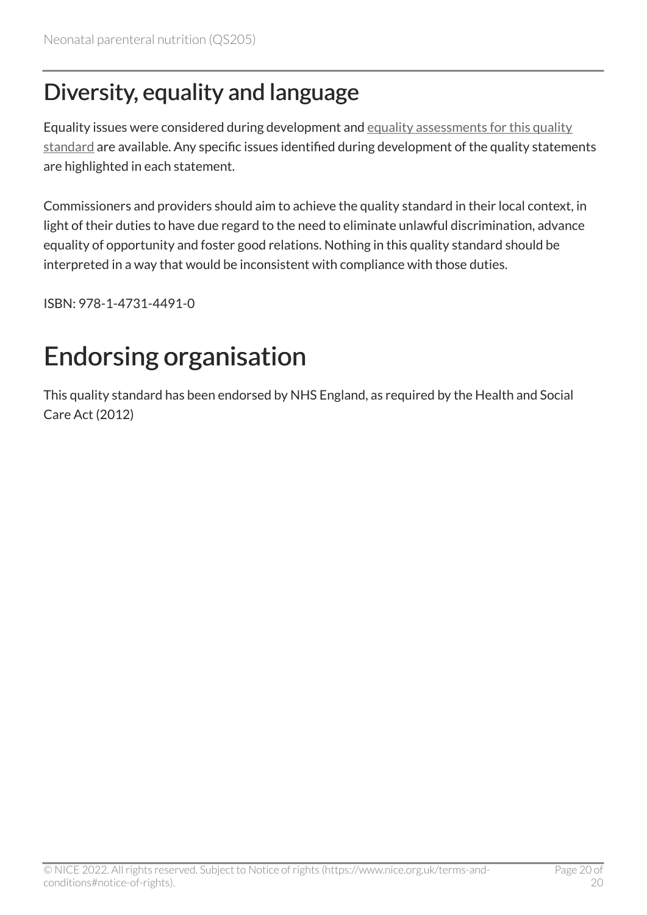## Diversity, equality and language

Equality issues were considered during development and equality assessments for this quality standard are available. Any specific issues identified during development of the quality statements are highlighted in each statement.

Commissioners and providers should aim to achieve the quality standard in their local context, in light of their duties to have due regard to the need to eliminate unlawful discrimination, advance equality of opportunity and foster good relations. Nothing in this quality standard should be interpreted in a way that would be inconsistent with compliance with those duties.

ISBN: 978-1-4731-4491-0

# Endorsing organisation

This quality standard has been endorsed by NHS England, as required by the Health and Social Care Act (2012)